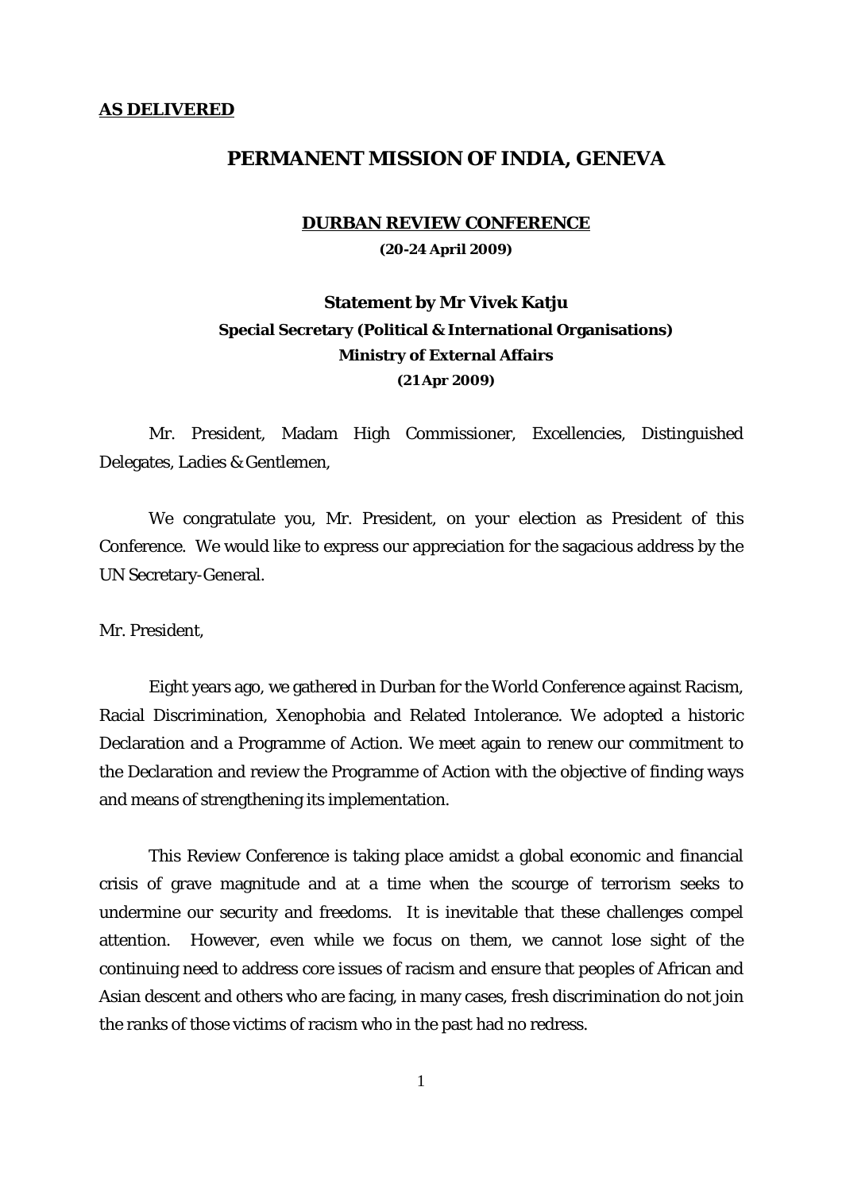**AS DELIVERED**

# PERMANENT MISSION OF INDIA, GENEVA

**DURBAN REVIEW CONFERENCE**

**(20-24 April 2009)**

**Statement by Mr Vivek Katju**
**Special Secretary (Political & International Organisations)**
**Ministry of External Affairs**
**(21 Apr 2009)**

Mr. President, Madam High Commissioner, Excellencies, Distinguished Delegates, Ladies & Gentlemen,

We congratulate you, Mr. President, on your election as President of this Conference. We would like to express our appreciation for the sagacious address by the UN Secretary-General.

Mr. President,

Eight years ago, we gathered in Durban for the World Conference against Racism, Racial Discrimination, Xenophobia and Related Intolerance. We adopted a historic Declaration and a Programme of Action. We meet again to renew our commitment to the Declaration and review the Programme of Action with the objective of finding ways and means of strengthening its implementation.

This Review Conference is taking place amidst a global economic and financial crisis of grave magnitude and at a time when the scourge of terrorism seeks to undermine our security and freedoms. It is inevitable that these challenges compel attention. However, even while we focus on them, we cannot lose sight of the continuing need to address core issues of racism and ensure that peoples of African and Asian descent and others who are facing, in many cases, fresh discrimination do not join the ranks of those victims of racism who in the past had no redress.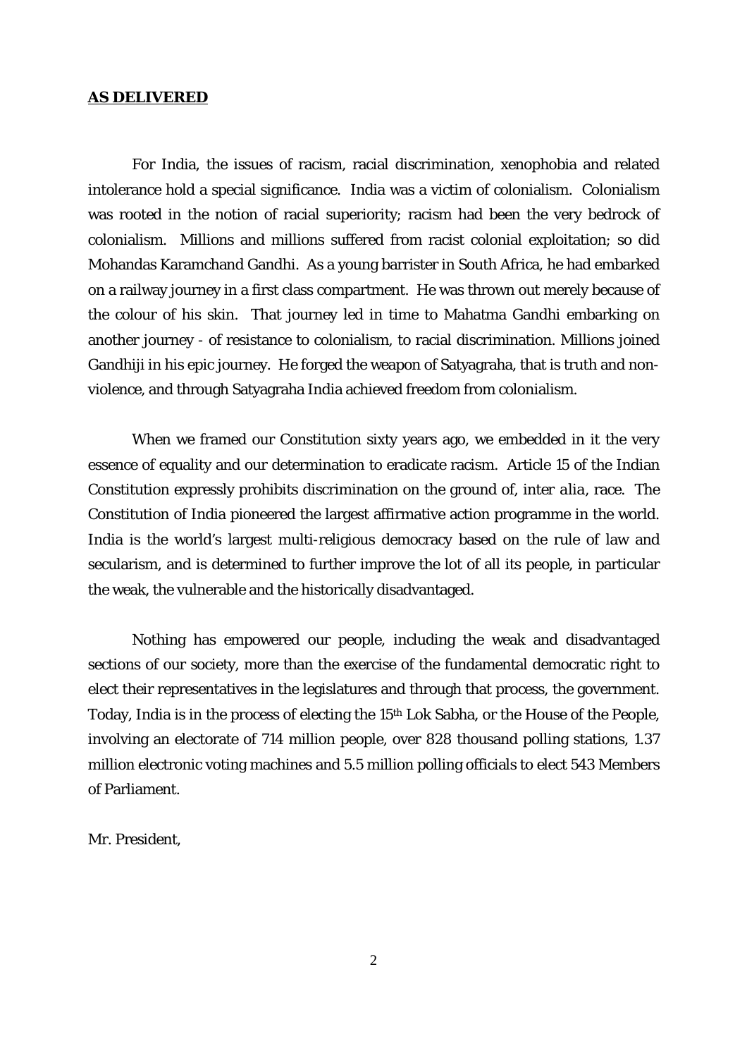**AS DELIVERED**

For India, the issues of racism, racial discrimination, xenophobia and related intolerance hold a special significance. India was a victim of colonialism. Colonialism was rooted in the notion of racial superiority; racism had been the very bedrock of colonialism. Millions and millions suffered from racist colonial exploitation; so did Mohandas Karamchand Gandhi. As a young barrister in South Africa, he had embarked on a railway journey in a first class compartment. He was thrown out merely because of the colour of his skin. That journey led in time to Mahatma Gandhi embarking on another journey - of resistance to colonialism, to racial discrimination. Millions joined Gandhiji in his epic journey. He forged the weapon of Satyagraha, that is truth and non-violence, and through Satyagraha India achieved freedom from colonialism.

When we framed our Constitution sixty years ago, we embedded in it the very essence of equality and our determination to eradicate racism. Article 15 of the Indian Constitution expressly prohibits discrimination on the ground of, *inter alia*, race. The Constitution of India pioneered the largest affirmative action programme in the world. India is the world's largest multi-religious democracy based on the rule of law and secularism, and is determined to further improve the lot of all its people, in particular the weak, the vulnerable and the historically disadvantaged.

Nothing has empowered our people, including the weak and disadvantaged sections of our society, more than the exercise of the fundamental democratic right to elect their representatives in the legislatures and through that process, the government. Today, India is in the process of electing the 15th Lok Sabha, or the House of the People, involving an electorate of 714 million people, over 828 thousand polling stations, 1.37 million electronic voting machines and 5.5 million polling officials to elect 543 Members of Parliament.

Mr. President,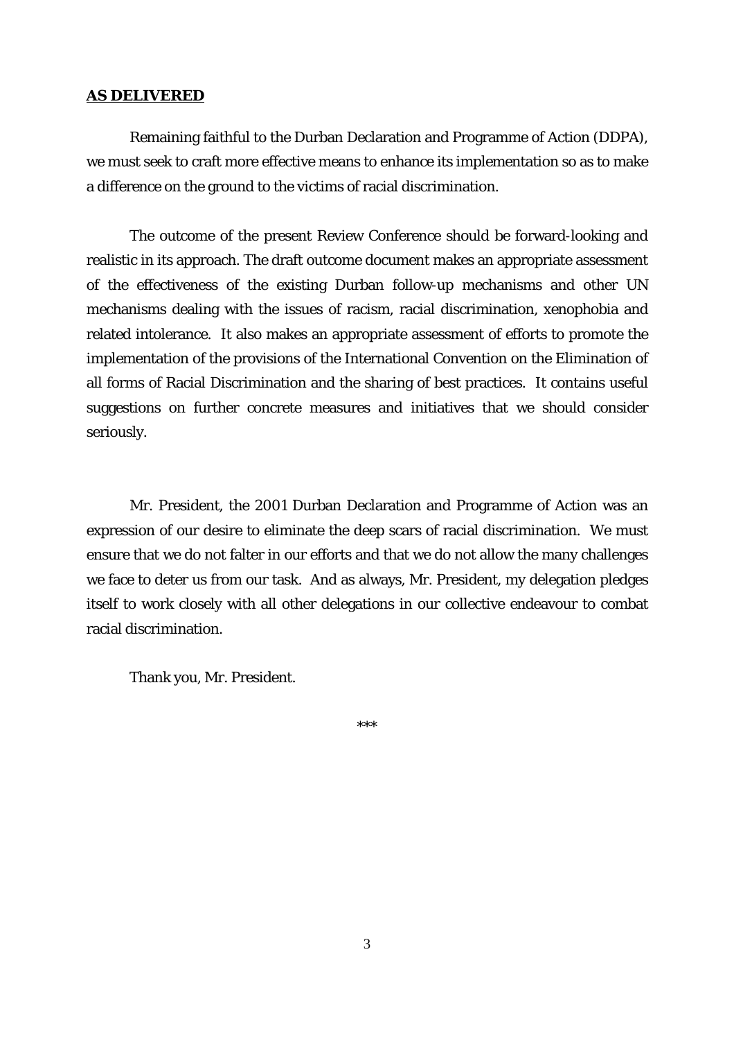**AS DELIVERED**

Remaining faithful to the Durban Declaration and Programme of Action (DDPA), we must seek to craft more effective means to enhance its implementation so as to make a difference on the ground to the victims of racial discrimination.

The outcome of the present Review Conference should be forward-looking and realistic in its approach. The draft outcome document makes an appropriate assessment of the effectiveness of the existing Durban follow-up mechanisms and other UN mechanisms dealing with the issues of racism, racial discrimination, xenophobia and related intolerance. It also makes an appropriate assessment of efforts to promote the implementation of the provisions of the International Convention on the Elimination of all forms of Racial Discrimination and the sharing of best practices. It contains useful suggestions on further concrete measures and initiatives that we should consider seriously.

Mr. President, the 2001 Durban Declaration and Programme of Action was an expression of our desire to eliminate the deep scars of racial discrimination. We must ensure that we do not falter in our efforts and that we do not allow the many challenges we face to deter us from our task. And as always, Mr. President, my delegation pledges itself to work closely with all other delegations in our collective endeavour to combat racial discrimination.

Thank you, Mr. President.

***